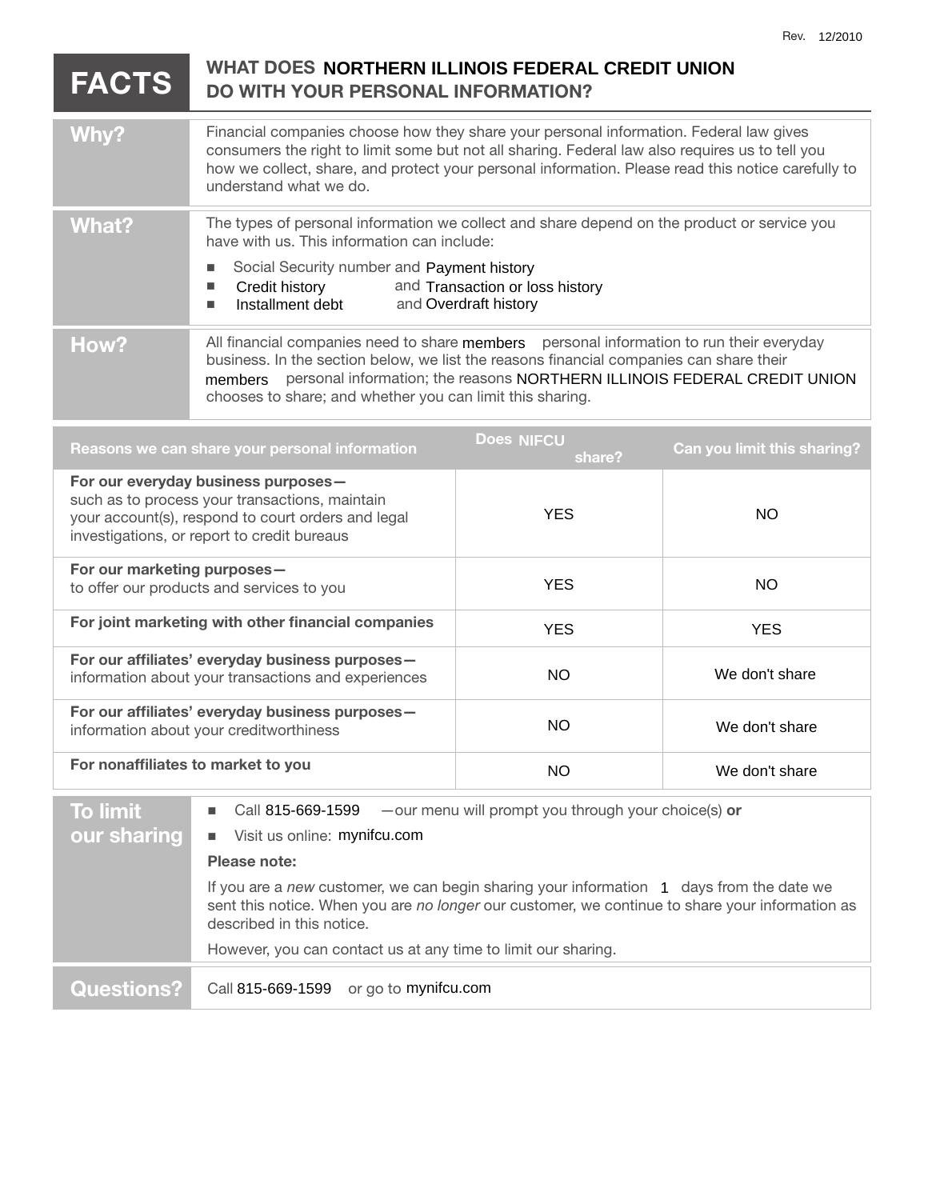Rev. 12/2010

# FACTS — WHAT DOES NORTHERN ILLINOIS FEDERAL CREDIT UNION DO WITH YOUR PERSONAL INFORMATION?

| | |
|---|---|
| **Why?** | Financial companies choose how they share your personal information. Federal law gives consumers the right to limit some but not all sharing. Federal law also requires us to tell you how we collect, share, and protect your personal information. Please read this notice carefully to understand what we do. |
| **What?** | The types of personal information we collect and share depend on the product or service you have with us. This information can include:<br>■ Social Security number and Payment history<br>■ Credit history and Transaction or loss history<br>■ Installment debt and Overdraft history |
| **How?** | All financial companies need to share members personal information to run their everyday business. In the section below, we list the reasons financial companies can share their members personal information; the reasons NORTHERN ILLINOIS FEDERAL CREDIT UNION chooses to share; and whether you can limit this sharing. |

| Reasons we can share your personal information | Does NIFCU share? | Can you limit this sharing? |
|---|---|---|
| **For our everyday business purposes—** such as to process your transactions, maintain your account(s), respond to court orders and legal investigations, or report to credit bureaus | YES | NO |
| **For our marketing purposes—** to offer our products and services to you | YES | NO |
| **For joint marketing with other financial companies** | YES | YES |
| **For our affiliates' everyday business purposes—** information about your transactions and experiences | NO | We don't share |
| **For our affiliates' everyday business purposes—** information about your creditworthiness | NO | We don't share |
| **For nonaffiliates to market to you** | NO | We don't share |

| | |
|---|---|
| **To limit our sharing** | ■ Call 815-669-1599 —our menu will prompt you through your choice(s) **or**<br>■ Visit us online: mynifcu.com<br><br>**Please note:**<br><br>If you are a *new* customer, we can begin sharing your information 1 days from the date we sent this notice. When you are *no longer* our customer, we continue to share your information as described in this notice.<br><br>However, you can contact us at any time to limit our sharing. |
| **Questions?** | Call 815-669-1599 or go to mynifcu.com |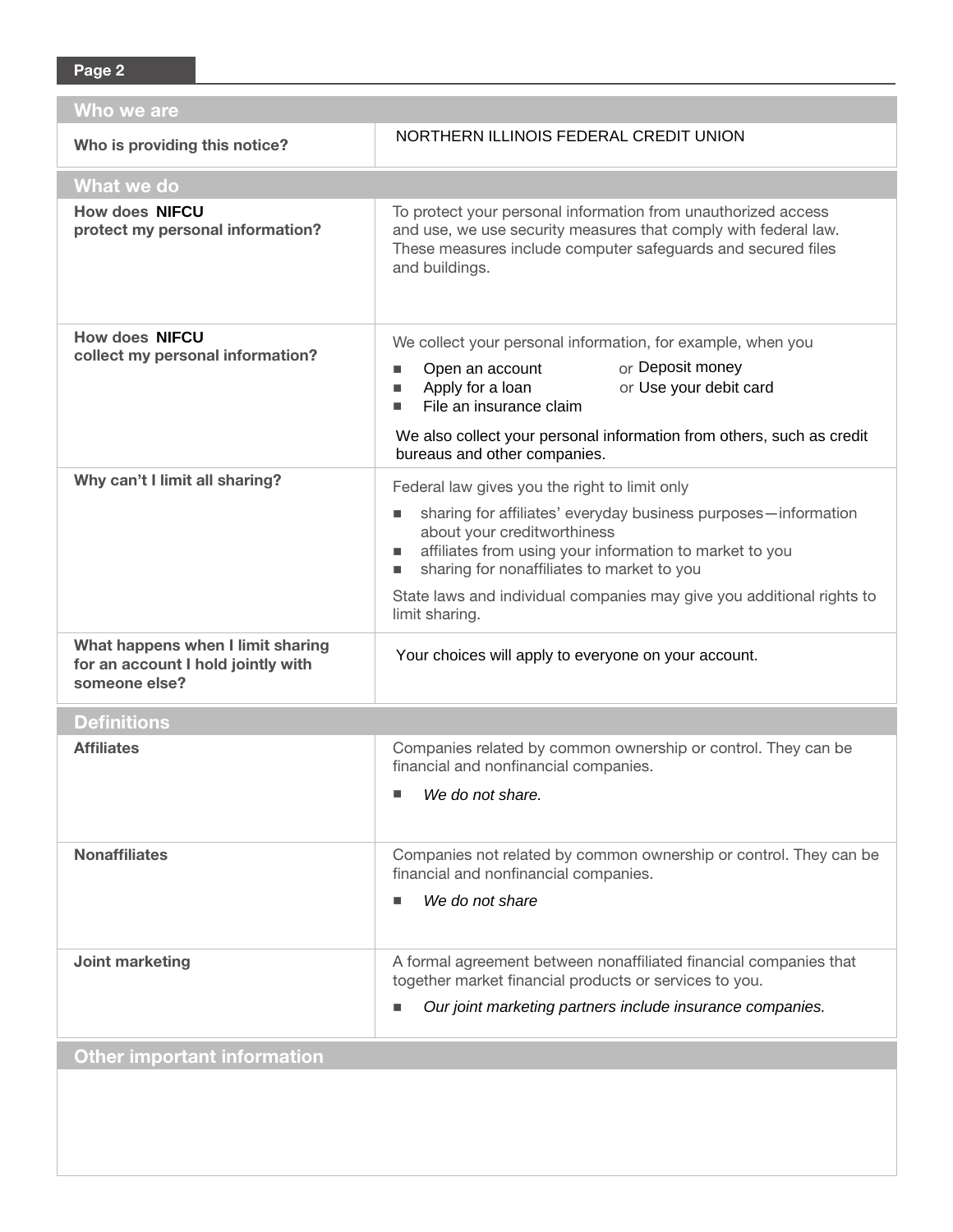## Who we are

| | |
|---|---|
| **Who is providing this notice?** | NORTHERN ILLINOIS FEDERAL CREDIT UNION |

## What we do

| | |
|---|---|
| **How does NIFCU protect my personal information?** | To protect your personal information from unauthorized access and use, we use security measures that comply with federal law. These measures include computer safeguards and secured files and buildings. |
| **How does NIFCU collect my personal information?** | We collect your personal information, for example, when you<br>■ Open an account or Deposit money<br>■ Apply for a loan or Use your debit card<br>■ File an insurance claim<br><br>We also collect your personal information from others, such as credit bureaus and other companies. |
| **Why can't I limit all sharing?** | Federal law gives you the right to limit only<br>■ sharing for affiliates' everyday business purposes—information about your creditworthiness<br>■ affiliates from using your information to market to you<br>■ sharing for nonaffiliates to market to you<br><br>State laws and individual companies may give you additional rights to limit sharing. |
| **What happens when I limit sharing for an account I hold jointly with someone else?** | Your choices will apply to everyone on your account. |

## Definitions

| | |
|---|---|
| **Affiliates** | Companies related by common ownership or control. They can be financial and nonfinancial companies.<br>■ *We do not share.* |
| **Nonaffiliates** | Companies not related by common ownership or control. They can be financial and nonfinancial companies.<br>■ *We do not share* |
| **Joint marketing** | A formal agreement between nonaffiliated financial companies that together market financial products or services to you.<br>■ *Our joint marketing partners include insurance companies.* |

## Other important information